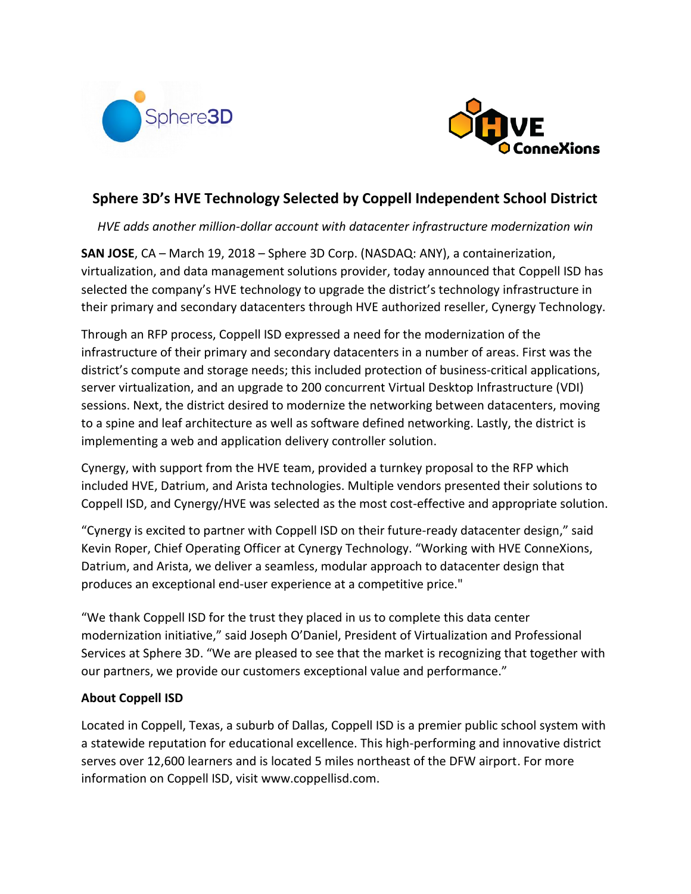# Sphere 3D's HVE Technology Selected by Coppell Independent School District

*HVE adds another million-dollar account with datacenter infrastructure modernization win*

**SAN JOSE**, CA – March 19, 2018 – Sphere 3D Corp. (NASDAQ: ANY), a containerization, virtualization, and data management solutions provider, today announced that Coppell ISD has selected the company's HVE technology to upgrade the district's technology infrastructure in their primary and secondary datacenters through HVE authorized reseller, Cynergy Technology.

Through an RFP process, Coppell ISD expressed a need for the modernization of the infrastructure of their primary and secondary datacenters in a number of areas. First was the district's compute and storage needs; this included protection of business-critical applications, server virtualization, and an upgrade to 200 concurrent Virtual Desktop Infrastructure (VDI) sessions. Next, the district desired to modernize the networking between datacenters, moving to a spine and leaf architecture as well as software defined networking. Lastly, the district is implementing a web and application delivery controller solution.

Cynergy, with support from the HVE team, provided a turnkey proposal to the RFP which included HVE, Datrium, and Arista technologies. Multiple vendors presented their solutions to Coppell ISD, and Cynergy/HVE was selected as the most cost-effective and appropriate solution.

"Cynergy is excited to partner with Coppell ISD on their future-ready datacenter design," said Kevin Roper, Chief Operating Officer at Cynergy Technology. "Working with HVE ConneXions, Datrium, and Arista, we deliver a seamless, modular approach to datacenter design that produces an exceptional end-user experience at a competitive price."

"We thank Coppell ISD for the trust they placed in us to complete this data center modernization initiative," said Joseph O'Daniel, President of Virtualization and Professional Services at Sphere 3D. "We are pleased to see that the market is recognizing that together with our partners, we provide our customers exceptional value and performance."

**About Coppell ISD**

Located in Coppell, Texas, a suburb of Dallas, Coppell ISD is a premier public school system with a statewide reputation for educational excellence. This high-performing and innovative district serves over 12,600 learners and is located 5 miles northeast of the DFW airport. For more information on Coppell ISD, visit www.coppellisd.com.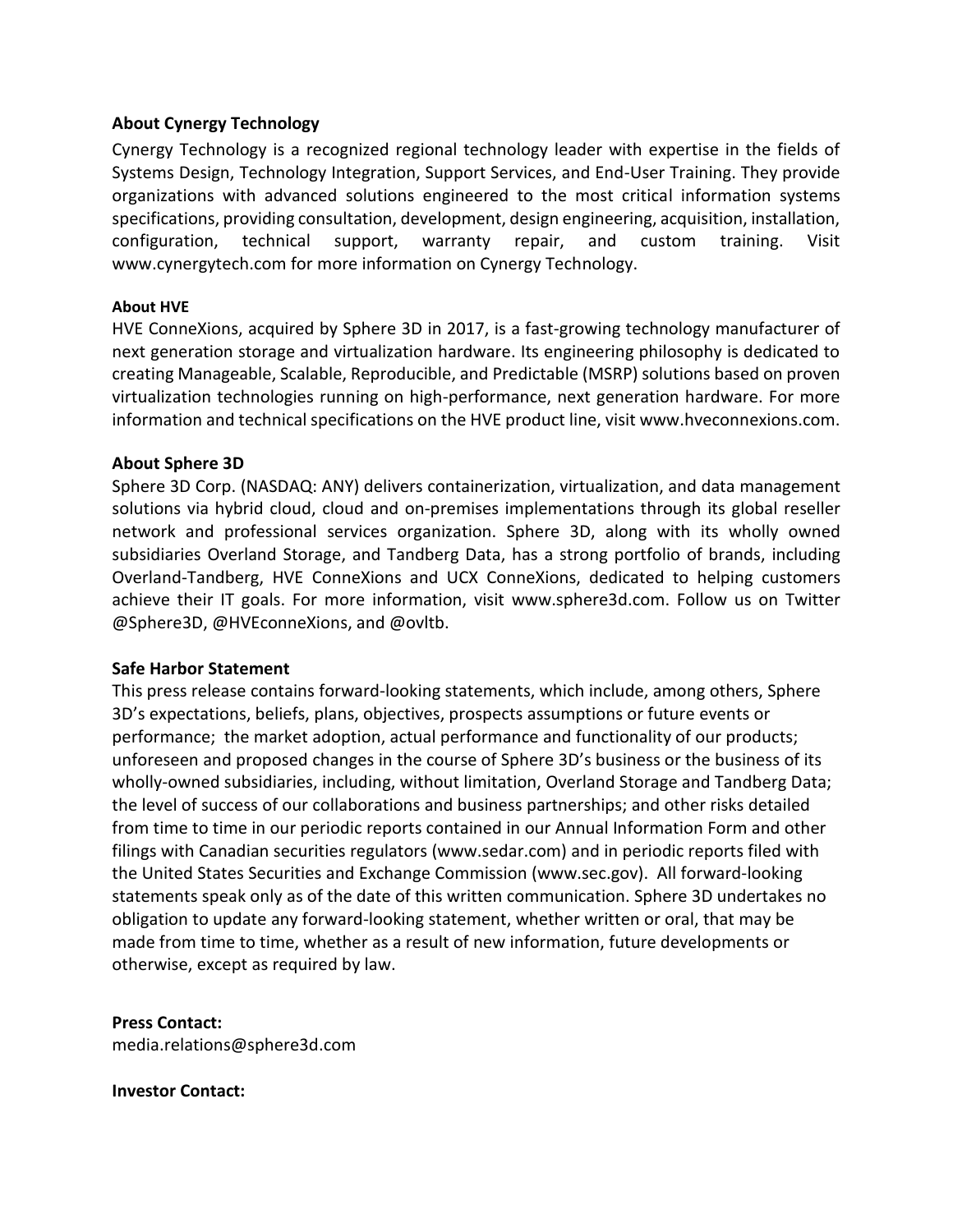### About Cynergy Technology

Cynergy Technology is a recognized regional technology leader with expertise in the fields of Systems Design, Technology Integration, Support Services, and End-User Training. They provide organizations with advanced solutions engineered to the most critical information systems specifications, providing consultation, development, design engineering, acquisition, installation, configuration, technical support, warranty repair, and custom training. Visit www.cynergytech.com for more information on Cynergy Technology.

#### About HVE

HVE ConneXions, acquired by Sphere 3D in 2017, is a fast-growing technology manufacturer of next generation storage and virtualization hardware. Its engineering philosophy is dedicated to creating Manageable, Scalable, Reproducible, and Predictable (MSRP) solutions based on proven virtualization technologies running on high-performance, next generation hardware. For more information and technical specifications on the HVE product line, visit www.hveconnexions.com.

### About Sphere 3D

Sphere 3D Corp. (NASDAQ: ANY) delivers containerization, virtualization, and data management solutions via hybrid cloud, cloud and on-premises implementations through its global reseller network and professional services organization. Sphere 3D, along with its wholly owned subsidiaries Overland Storage, and Tandberg Data, has a strong portfolio of brands, including Overland-Tandberg, HVE ConneXions and UCX ConneXions, dedicated to helping customers achieve their IT goals. For more information, visit www.sphere3d.com. Follow us on Twitter @Sphere3D, @HVEconneXions, and @ovltb.

### Safe Harbor Statement

This press release contains forward-looking statements, which include, among others, Sphere 3D's expectations, beliefs, plans, objectives, prospects assumptions or future events or performance; the market adoption, actual performance and functionality of our products; unforeseen and proposed changes in the course of Sphere 3D's business or the business of its wholly-owned subsidiaries, including, without limitation, Overland Storage and Tandberg Data; the level of success of our collaborations and business partnerships; and other risks detailed from time to time in our periodic reports contained in our Annual Information Form and other filings with Canadian securities regulators (www.sedar.com) and in periodic reports filed with the United States Securities and Exchange Commission (www.sec.gov). All forward-looking statements speak only as of the date of this written communication. Sphere 3D undertakes no obligation to update any forward-looking statement, whether written or oral, that may be made from time to time, whether as a result of new information, future developments or otherwise, except as required by law.

**Press Contact:**
media.relations@sphere3d.com

**Investor Contact:**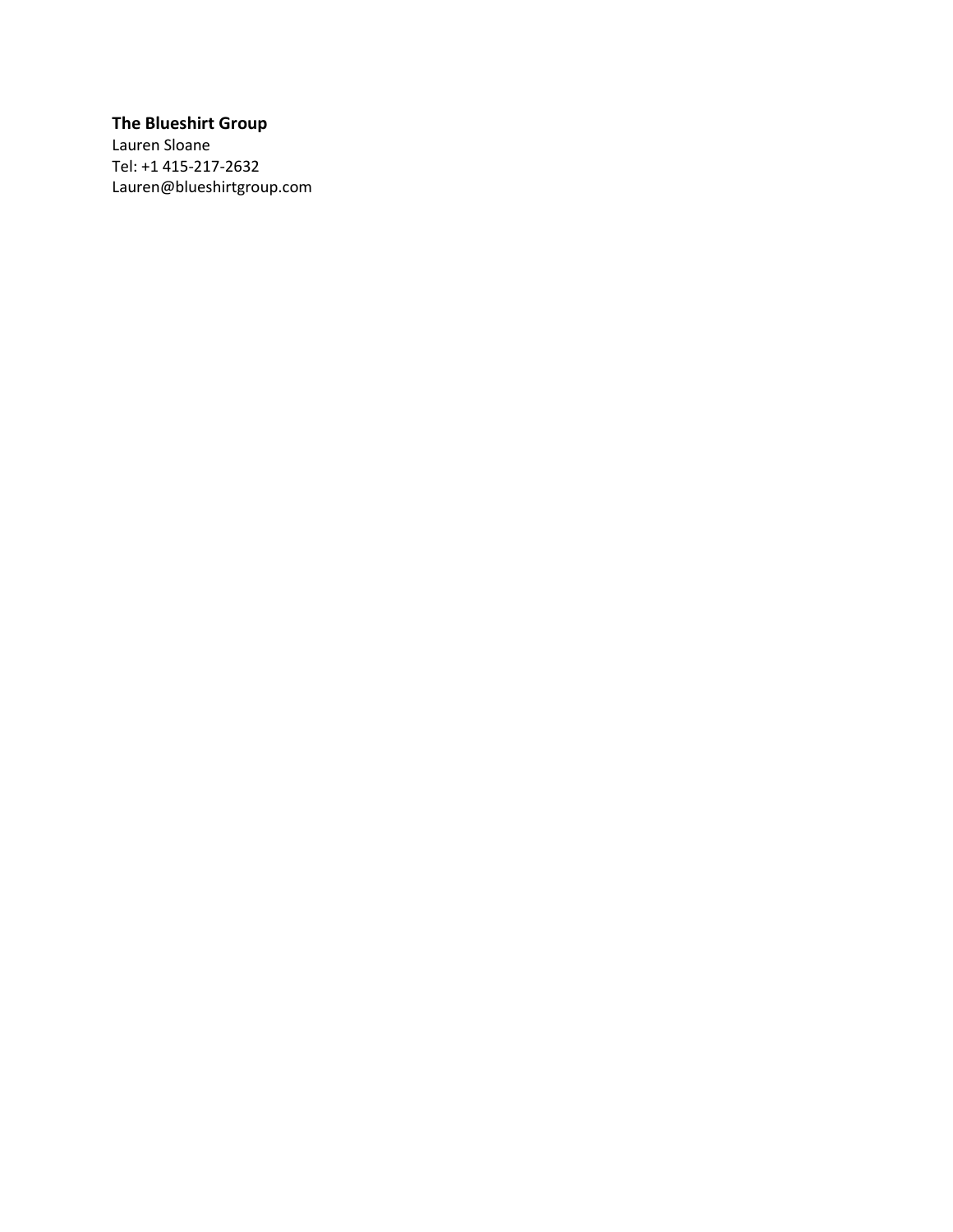**The Blueshirt Group**
Lauren Sloane
Tel: +1 415-217-2632
Lauren@blueshirtgroup.com